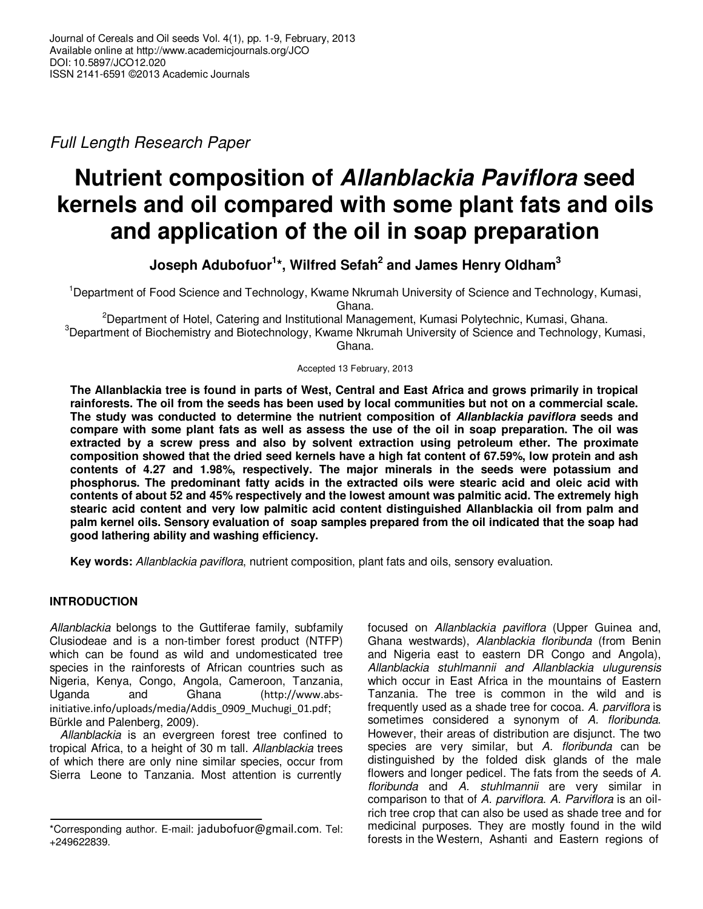Full Length Research Paper

# Nutrient composition of *Allanblackia Paviflora* seed kernels and oil compared with some plant fats and oils and application of the oil in soap preparation

**Joseph Adubofuor[1]\*, Wilfred Sefah[2] and James Henry Oldham[3]**

[1]Department of Food Science and Technology, Kwame Nkrumah University of Science and Technology, Kumasi, Ghana.
[2]Department of Hotel, Catering and Institutional Management, Kumasi Polytechnic, Kumasi, Ghana.
[3]Department of Biochemistry and Biotechnology, Kwame Nkrumah University of Science and Technology, Kumasi, Ghana.

Accepted 13 February, 2013

**The Allanblackia tree is found in parts of West, Central and East Africa and grows primarily in tropical rainforests. The oil from the seeds has been used by local communities but not on a commercial scale. The study was conducted to determine the nutrient composition of *Allanblackia paviflora* seeds and compare with some plant fats as well as assess the use of the oil in soap preparation. The oil was extracted by a screw press and also by solvent extraction using petroleum ether. The proximate composition showed that the dried seed kernels have a high fat content of 67.59%, low protein and ash contents of 4.27 and 1.98%, respectively. The major minerals in the seeds were potassium and phosphorus. The predominant fatty acids in the extracted oils were stearic acid and oleic acid with contents of about 52 and 45% respectively and the lowest amount was palmitic acid. The extremely high stearic acid content and very low palmitic acid content distinguished Allanblackia oil from palm and palm kernel oils. Sensory evaluation of soap samples prepared from the oil indicated that the soap had good lathering ability and washing efficiency.**

**Key words:** *Allanblackia paviflora*, nutrient composition, plant fats and oils, sensory evaluation.

## INTRODUCTION

*Allanblackia* belongs to the Guttiferae family, subfamily Clusiodeae and is a non-timber forest product (NTFP) which can be found as wild and undomesticated tree species in the rainforests of African countries such as Nigeria, Kenya, Congo, Angola, Cameroon, Tanzania, Uganda and Ghana (http://www.abs-initiative.info/uploads/media/Addis_0909_Muchugi_01.pdf; Bürkle and Palenberg, 2009).

*Allanblackia* is an evergreen forest tree confined to tropical Africa, to a height of 30 m tall. *Allanblackia* trees of which there are only nine similar species, occur from Sierra Leone to Tanzania. Most attention is currently focused on *Allanblackia paviflora* (Upper Guinea and, Ghana westwards), *Alanblackia floribunda* (from Benin and Nigeria east to eastern DR Congo and Angola), *Allanblackia stuhlmannii and Allanblackia ulugurensis* which occur in East Africa in the mountains of Eastern Tanzania. The tree is common in the wild and is frequently used as a shade tree for cocoa. *A. parviflora* is sometimes considered a synonym of *A. floribunda*. However, their areas of distribution are disjunct. The two species are very similar, but *A. floribunda* can be distinguished by the folded disk glands of the male flowers and longer pedicel. The fats from the seeds of *A. floribunda* and *A. stuhlmannii* are very similar in comparison to that of *A. parviflora*. *A. Parviflora* is an oil-rich tree crop that can also be used as shade tree and for medicinal purposes. They are mostly found in the wild forests in the Western, Ashanti and Eastern regions of

\*Corresponding author. E-mail: jadubofuor@gmail.com. Tel: +249622839.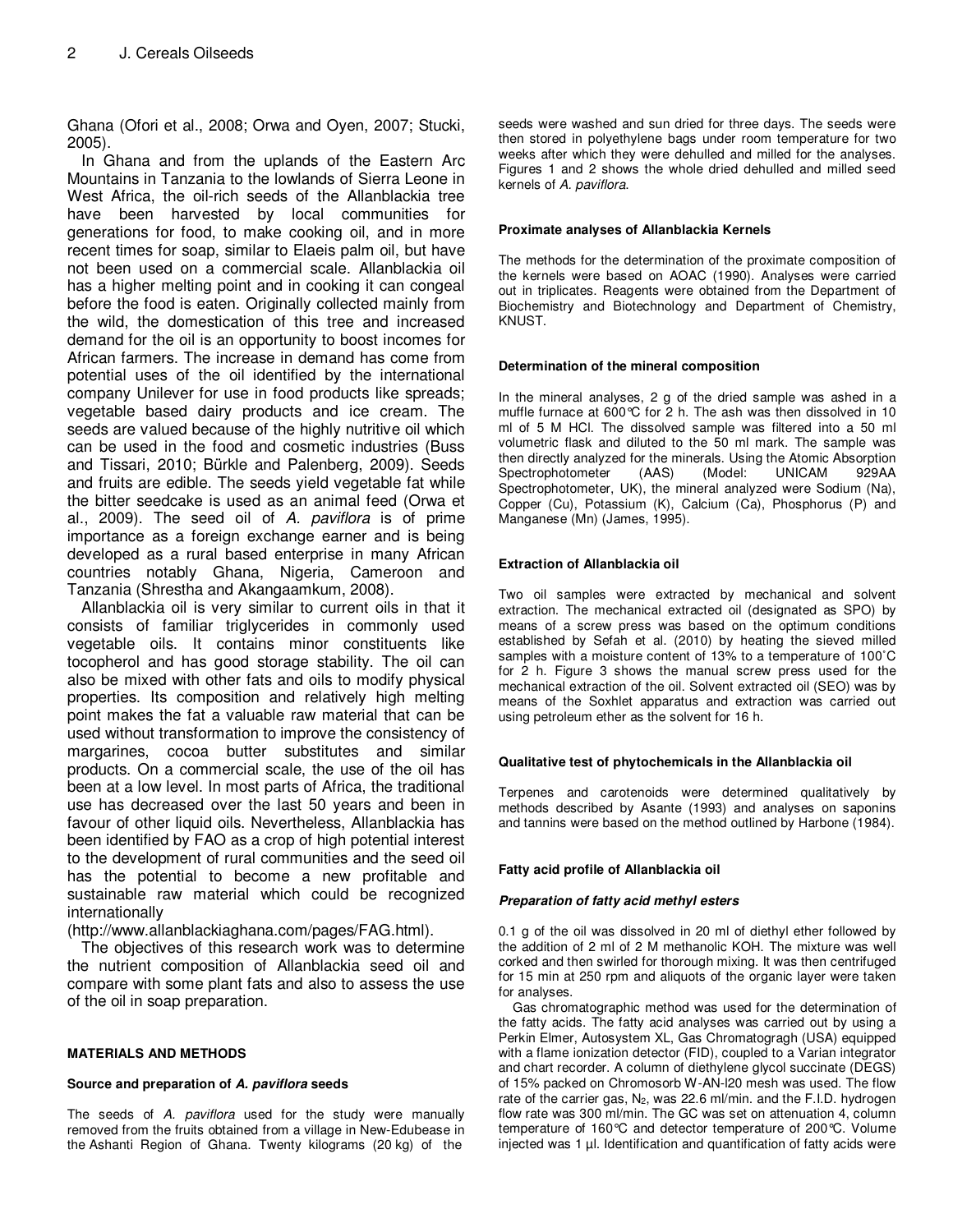Ghana (Ofori et al., 2008; Orwa and Oyen, 2007; Stucki, 2005).

In Ghana and from the uplands of the Eastern Arc Mountains in Tanzania to the lowlands of Sierra Leone in West Africa, the oil-rich seeds of the Allanblackia tree have been harvested by local communities for generations for food, to make cooking oil, and in more recent times for soap, similar to Elaeis palm oil, but have not been used on a commercial scale. Allanblackia oil has a higher melting point and in cooking it can congeal before the food is eaten. Originally collected mainly from the wild, the domestication of this tree and increased demand for the oil is an opportunity to boost incomes for African farmers. The increase in demand has come from potential uses of the oil identified by the international company Unilever for use in food products like spreads; vegetable based dairy products and ice cream. The seeds are valued because of the highly nutritive oil which can be used in the food and cosmetic industries (Buss and Tissari, 2010; Bürkle and Palenberg, 2009). Seeds and fruits are edible. The seeds yield vegetable fat while the bitter seedcake is used as an animal feed (Orwa et al., 2009). The seed oil of *A. paviflora* is of prime importance as a foreign exchange earner and is being developed as a rural based enterprise in many African countries notably Ghana, Nigeria, Cameroon and Tanzania (Shrestha and Akangaamkum, 2008).

Allanblackia oil is very similar to current oils in that it consists of familiar triglycerides in commonly used vegetable oils. It contains minor constituents like tocopherol and has good storage stability. The oil can also be mixed with other fats and oils to modify physical properties. Its composition and relatively high melting point makes the fat a valuable raw material that can be used without transformation to improve the consistency of margarines, cocoa butter substitutes and similar products. On a commercial scale, the use of the oil has been at a low level. In most parts of Africa, the traditional use has decreased over the last 50 years and been in favour of other liquid oils. Nevertheless, Allanblackia has been identified by FAO as a crop of high potential interest to the development of rural communities and the seed oil has the potential to become a new profitable and sustainable raw material which could be recognized internationally (http://www.allanblackiaghana.com/pages/FAG.html).

The objectives of this research work was to determine the nutrient composition of Allanblackia seed oil and compare with some plant fats and also to assess the use of the oil in soap preparation.

## MATERIALS AND METHODS

### Source and preparation of *A. paviflora* seeds

The seeds of *A. paviflora* used for the study were manually removed from the fruits obtained from a village in New-Edubease in the Ashanti Region of Ghana. Twenty kilograms (20 kg) of the seeds were washed and sun dried for three days. The seeds were then stored in polyethylene bags under room temperature for two weeks after which they were dehulled and milled for the analyses. Figures 1 and 2 shows the whole dried dehulled and milled seed kernels of *A. paviflora*.

### Proximate analyses of Allanblackia Kernels

The methods for the determination of the proximate composition of the kernels were based on AOAC (1990). Analyses were carried out in triplicates. Reagents were obtained from the Department of Biochemistry and Biotechnology and Department of Chemistry, KNUST.

### Determination of the mineral composition

In the mineral analyses, 2 g of the dried sample was ashed in a muffle furnace at 600°C for 2 h. The ash was then dissolved in 10 ml of 5 M HCl. The dissolved sample was filtered into a 50 ml volumetric flask and diluted to the 50 ml mark. The sample was then directly analyzed for the minerals. Using the Atomic Absorption Spectrophotometer (AAS) (Model: UNICAM 929AA Spectrophotometer, UK), the mineral analyzed were Sodium (Na), Copper (Cu), Potassium (K), Calcium (Ca), Phosphorus (P) and Manganese (Mn) (James, 1995).

### Extraction of Allanblackia oil

Two oil samples were extracted by mechanical and solvent extraction. The mechanical extracted oil (designated as SPO) by means of a screw press was based on the optimum conditions established by Sefah et al. (2010) by heating the sieved milled samples with a moisture content of 13% to a temperature of 100°C for 2 h. Figure 3 shows the manual screw press used for the mechanical extraction of the oil. Solvent extracted oil (SEO) was by means of the Soxhlet apparatus and extraction was carried out using petroleum ether as the solvent for 16 h.

### Qualitative test of phytochemicals in the Allanblackia oil

Terpenes and carotenoids were determined qualitatively by methods described by Asante (1993) and analyses on saponins and tannins were based on the method outlined by Harbone (1984).

### Fatty acid profile of Allanblackia oil

#### *Preparation of fatty acid methyl esters*

0.1 g of the oil was dissolved in 20 ml of diethyl ether followed by the addition of 2 ml of 2 M methanolic KOH. The mixture was well corked and then swirled for thorough mixing. It was then centrifuged for 15 min at 250 rpm and aliquots of the organic layer were taken for analyses.

Gas chromatographic method was used for the determination of the fatty acids. The fatty acid analyses was carried out by using a Perkin Elmer, Autosystem XL, Gas Chromatogragh (USA) equipped with a flame ionization detector (FID), coupled to a Varian integrator and chart recorder. A column of diethylene glycol succinate (DEGS) of 15% packed on Chromosorb W-AN-l20 mesh was used. The flow rate of the carrier gas, $N_2$, was 22.6 ml/min. and the F.I.D. hydrogen flow rate was 300 ml/min. The GC was set on attenuation 4, column temperature of 160°C and detector temperature of 200°C. Volume injected was 1 µl. Identification and quantification of fatty acids were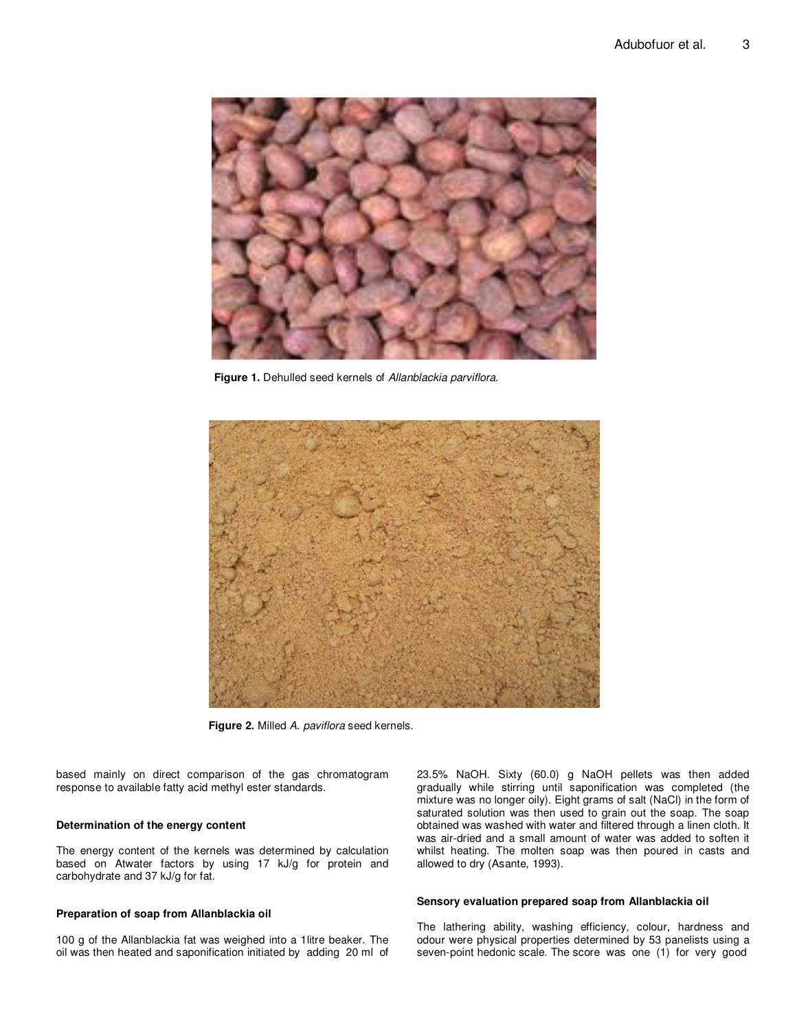**Figure 1.** Dehulled seed kernels of *Allanblackia parviflora*.

**Figure 2.** Milled *A. paviflora* seed kernels.

based mainly on direct comparison of the gas chromatogram response to available fatty acid methyl ester standards.

#### Determination of the energy content

The energy content of the kernels was determined by calculation based on Atwater factors by using 17 kJ/g for protein and carbohydrate and 37 kJ/g for fat.

#### Preparation of soap from Allanblackia oil

100 g of the Allanblackia fat was weighed into a 1litre beaker. The oil was then heated and saponification initiated by adding 20 ml of 23.5% NaOH. Sixty (60.0) g NaOH pellets was then added gradually while stirring until saponification was completed (the mixture was no longer oily). Eight grams of salt (NaCl) in the form of saturated solution was then used to grain out the soap. The soap obtained was washed with water and filtered through a linen cloth. It was air-dried and a small amount of water was added to soften it whilst heating. The molten soap was then poured in casts and allowed to dry (Asante, 1993).

#### Sensory evaluation prepared soap from Allanblackia oil

The lathering ability, washing efficiency, colour, hardness and odour were physical properties determined by 53 panelists using a seven-point hedonic scale. The score was one (1) for very good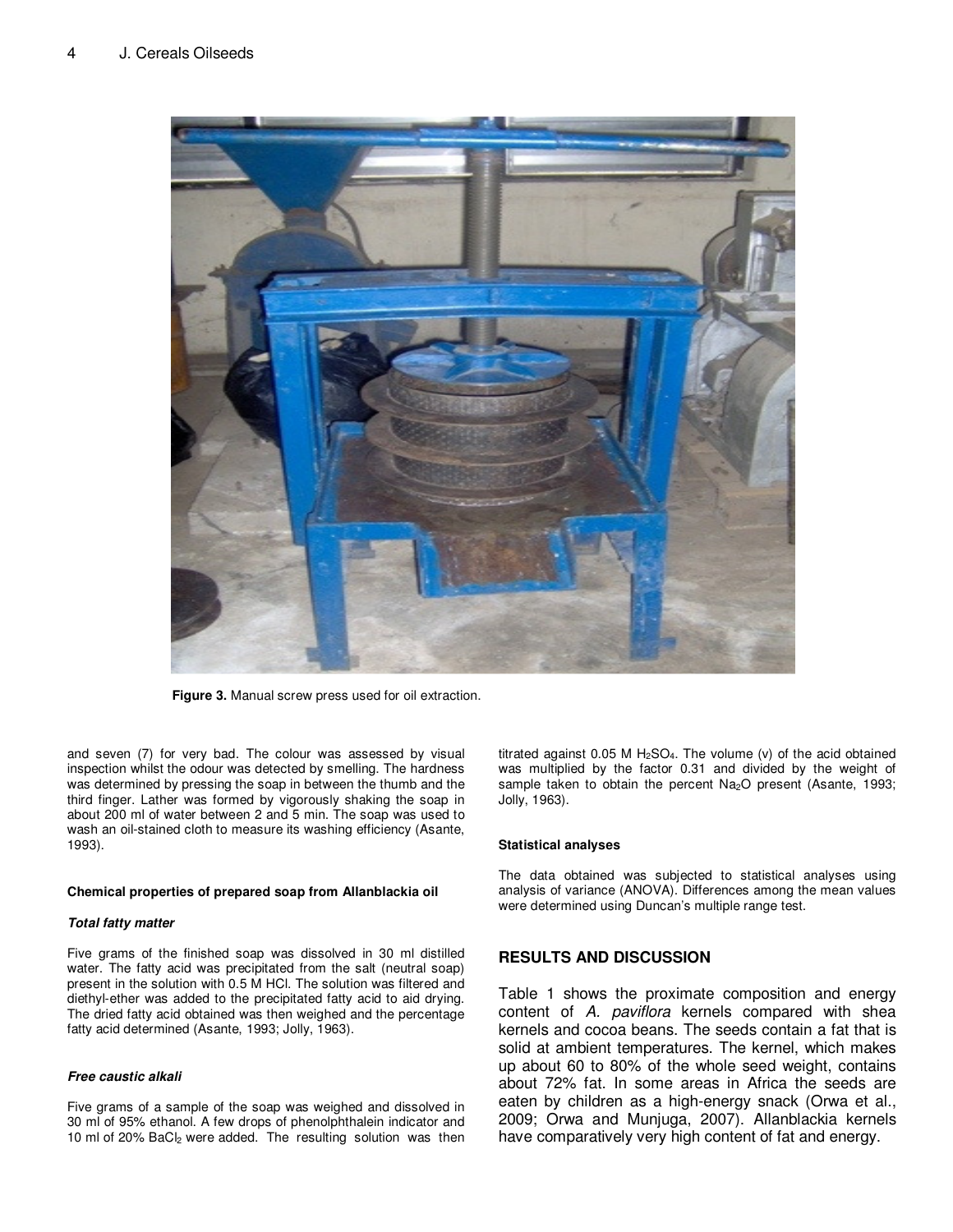Figure 3. Manual screw press used for oil extraction.

and seven (7) for very bad. The colour was assessed by visual inspection whilst the odour was detected by smelling. The hardness was determined by pressing the soap in between the thumb and the third finger. Lather was formed by vigorously shaking the soap in about 200 ml of water between 2 and 5 min. The soap was used to wash an oil-stained cloth to measure its washing efficiency (Asante, 1993).

#### Chemical properties of prepared soap from Allanblackia oil

##### *Total fatty matter*

Five grams of the finished soap was dissolved in 30 ml distilled water. The fatty acid was precipitated from the salt (neutral soap) present in the solution with 0.5 M HCl. The solution was filtered and diethyl-ether was added to the precipitated fatty acid to aid drying. The dried fatty acid obtained was then weighed and the percentage fatty acid determined (Asante, 1993; Jolly, 1963).

##### *Free caustic alkali*

Five grams of a sample of the soap was weighed and dissolved in 30 ml of 95% ethanol. A few drops of phenolphthalein indicator and 10 ml of 20% $BaCl_2$ were added. The resulting solution was then titrated against 0.05 M $H_2SO_4$. The volume (v) of the acid obtained was multiplied by the factor 0.31 and divided by the weight of sample taken to obtain the percent $Na_2O$ present (Asante, 1993; Jolly, 1963).

#### Statistical analyses

The data obtained was subjected to statistical analyses using analysis of variance (ANOVA). Differences among the mean values were determined using Duncan's multiple range test.

## RESULTS AND DISCUSSION

Table 1 shows the proximate composition and energy content of *A. paviflora* kernels compared with shea kernels and cocoa beans. The seeds contain a fat that is solid at ambient temperatures. The kernel, which makes up about 60 to 80% of the whole seed weight, contains about 72% fat. In some areas in Africa the seeds are eaten by children as a high-energy snack (Orwa et al., 2009; Orwa and Munjuga, 2007). Allanblackia kernels have comparatively very high content of fat and energy.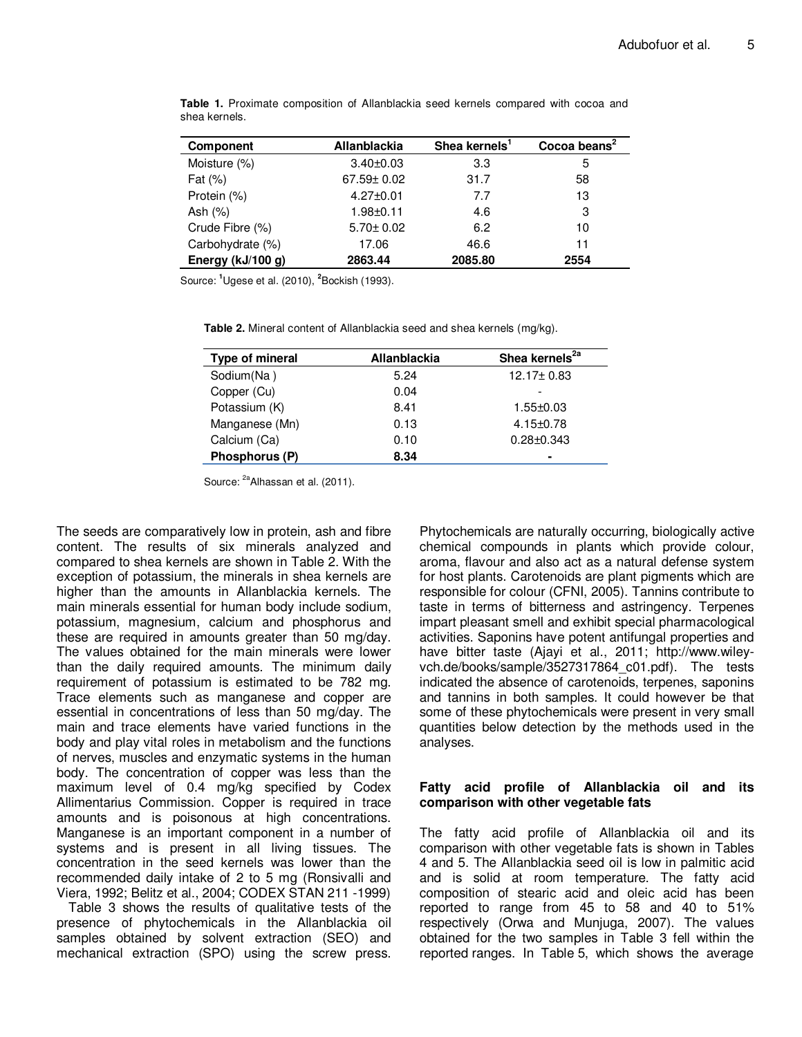**Table 1.** Proximate composition of Allanblackia seed kernels compared with cocoa and shea kernels.

| Component | Allanblackia | Shea kernels[1] | Cocoa beans[2] |
|---|---|---|---|
| Moisture (%) | 3.40±0.03 | 3.3 | 5 |
| Fat (%) | 67.59± 0.02 | 31.7 | 58 |
| Protein (%) | 4.27±0.01 | 7.7 | 13 |
| Ash (%) | 1.98±0.11 | 4.6 | 3 |
| Crude Fibre (%) | 5.70± 0.02 | 6.2 | 10 |
| Carbohydrate (%) | 17.06 | 46.6 | 11 |
| **Energy (kJ/100 g)** | **2863.44** | **2085.80** | **2554** |

Source: [1]Ugese et al. (2010), [2]Bockish (1993).

**Table 2.** Mineral content of Allanblackia seed and shea kernels (mg/kg).

| Type of mineral | Allanblackia | Shea kernels[2a] |
|---|---|---|
| Sodium(Na ) | 5.24 | 12.17± 0.83 |
| Copper (Cu) | 0.04 | - |
| Potassium (K) | 8.41 | 1.55±0.03 |
| Manganese (Mn) | 0.13 | 4.15±0.78 |
| Calcium (Ca) | 0.10 | 0.28±0.343 |
| **Phosphorus (P)** | **8.34** | **-** |

Source: [2a]Alhassan et al. (2011).

The seeds are comparatively low in protein, ash and fibre content. The results of six minerals analyzed and compared to shea kernels are shown in Table 2. With the exception of potassium, the minerals in shea kernels are higher than the amounts in Allanblackia kernels. The main minerals essential for human body include sodium, potassium, magnesium, calcium and phosphorus and these are required in amounts greater than 50 mg/day. The values obtained for the main minerals were lower than the daily required amounts. The minimum daily requirement of potassium is estimated to be 782 mg. Trace elements such as manganese and copper are essential in concentrations of less than 50 mg/day. The main and trace elements have varied functions in the body and play vital roles in metabolism and the functions of nerves, muscles and enzymatic systems in the human body. The concentration of copper was less than the maximum level of 0.4 mg/kg specified by Codex Allimentarius Commission. Copper is required in trace amounts and is poisonous at high concentrations. Manganese is an important component in a number of systems and is present in all living tissues. The concentration in the seed kernels was lower than the recommended daily intake of 2 to 5 mg (Ronsivalli and Viera, 1992; Belitz et al., 2004; CODEX STAN 211 -1999)

Table 3 shows the results of qualitative tests of the presence of phytochemicals in the Allanblackia oil samples obtained by solvent extraction (SEO) and mechanical extraction (SPO) using the screw press. Phytochemicals are naturally occurring, biologically active chemical compounds in plants which provide colour, aroma, flavour and also act as a natural defense system for host plants. Carotenoids are plant pigments which are responsible for colour (CFNI, 2005). Tannins contribute to taste in terms of bitterness and astringency. Terpenes impart pleasant smell and exhibit special pharmacological activities. Saponins have potent antifungal properties and have bitter taste (Ajayi et al., 2011; http://www.wiley-vch.de/books/sample/3527317864_c01.pdf). The tests indicated the absence of carotenoids, terpenes, saponins and tannins in both samples. It could however be that some of these phytochemicals were present in very small quantities below detection by the methods used in the analyses.

### Fatty acid profile of Allanblackia oil and its comparison with other vegetable fats

The fatty acid profile of Allanblackia oil and its comparison with other vegetable fats is shown in Tables 4 and 5. The Allanblackia seed oil is low in palmitic acid and is solid at room temperature. The fatty acid composition of stearic acid and oleic acid has been reported to range from 45 to 58 and 40 to 51% respectively (Orwa and Munjuga, 2007). The values obtained for the two samples in Table 3 fell within the reported ranges. In Table 5, which shows the average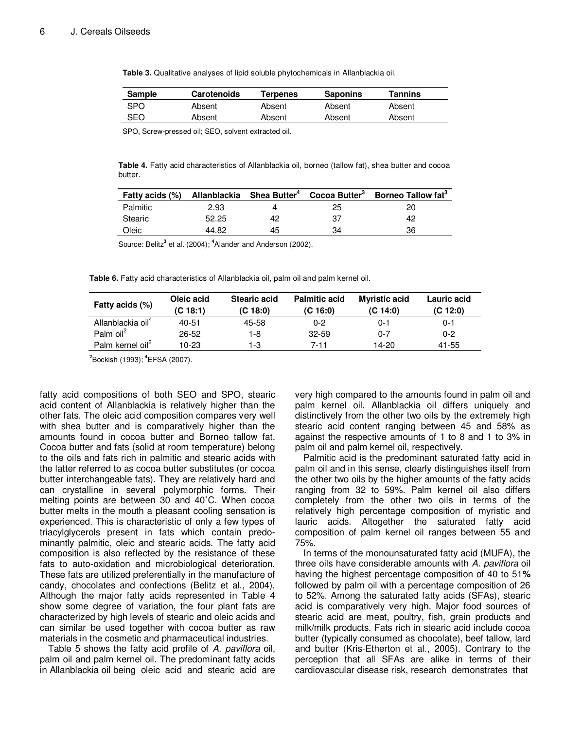**Table 3.** Qualitative analyses of lipid soluble phytochemicals in Allanblackia oil.

| Sample | Carotenoids | Terpenes | Saponins | Tannins |
|---|---|---|---|---|
| SPO | Absent | Absent | Absent | Absent |
| SEO | Absent | Absent | Absent | Absent |

SPO, Screw-pressed oil; SEO, solvent extracted oil.

**Table 4.** Fatty acid characteristics of Allanblackia oil, borneo (tallow fat), shea butter and cocoa butter.

| Fatty acids (%) | Allanblackia | Shea Butter[4] | Cocoa Butter[3] | Borneo Tallow fat[3] |
|---|---|---|---|---|
| Palmitic | 2.93 | 4 | 25 | 20 |
| Stearic | 52.25 | 42 | 37 | 42 |
| Oleic | 44.82 | 45 | 34 | 36 |

Source: Belitz[3] et al. (2004); [4]Alander and Anderson (2002).

**Table 6.** Fatty acid characteristics of Allanblackia oil, palm oil and palm kernel oil.

| Fatty acids (%) | Oleic acid (C 18:1) | Stearic acid (C 18:0) | Palmitic acid (C 16:0) | Myristic acid (C 14:0) | Lauric acid (C 12:0) |
|---|---|---|---|---|---|
| Allanblackia oil[4] | 40-51 | 45-58 | 0-2 | 0-1 | 0-1 |
| Palm oil[2] | 26-52 | 1-8 | 32-59 | 0-7 | 0-2 |
| Palm kernel oil[2] | 10-23 | 1-3 | 7-11 | 14-20 | 41-55 |

[2]Bockish (1993); [4]EFSA (2007).

fatty acid compositions of both SEO and SPO, stearic acid content of Allanblackia is relatively higher than the other fats. The oleic acid composition compares very well with shea butter and is comparatively higher than the amounts found in cocoa butter and Borneo tallow fat. Cocoa butter and fats (solid at room temperature) belong to the oils and fats rich in palmitic and stearic acids with the latter referred to as cocoa butter substitutes (or cocoa butter interchangeable fats). They are relatively hard and can crystalline in several polymorphic forms. Their melting points are between 30 and 40°C. When cocoa butter melts in the mouth a pleasant cooling sensation is experienced. This is characteristic of only a few types of triacylglycerols present in fats which contain predominantly palmitic, oleic and stearic acids. The fatty acid composition is also reflected by the resistance of these fats to auto-oxidation and microbiological deterioration. These fats are utilized preferentially in the manufacture of candy, chocolates and confections (Belitz et al., 2004). Although the major fatty acids represented in Table 4 show some degree of variation, the four plant fats are characterized by high levels of stearic and oleic acids and can similar be used together with cocoa butter as raw materials in the cosmetic and pharmaceutical industries.

Table 5 shows the fatty acid profile of *A. paviflora* oil, palm oil and palm kernel oil. The predominant fatty acids in Allanblackia oil being oleic acid and stearic acid are very high compared to the amounts found in palm oil and palm kernel oil. Allanblackia oil differs uniquely and distinctively from the other two oils by the extremely high stearic acid content ranging between 45 and 58% as against the respective amounts of 1 to 8 and 1 to 3% in palm oil and palm kernel oil, respectively.

Palmitic acid is the predominant saturated fatty acid in palm oil and in this sense, clearly distinguishes itself from the other two oils by the higher amounts of the fatty acids ranging from 32 to 59%. Palm kernel oil also differs completely from the other two oils in terms of the relatively high percentage composition of myristic and lauric acids. Altogether the saturated fatty acid composition of palm kernel oil ranges between 55 and 75%.

In terms of the monounsaturated fatty acid (MUFA), the three oils have considerable amounts with *A. paviflora* oil having the highest percentage composition of 40 to 51**%** followed by palm oil with a percentage composition of 26 to 52%. Among the saturated fatty acids (SFAs), stearic acid is comparatively very high. Major food sources of stearic acid are meat, poultry, fish, grain products and milk/milk products. Fats rich in stearic acid include cocoa butter (typically consumed as chocolate), beef tallow, lard and butter (Kris-Etherton et al., 2005). Contrary to the perception that all SFAs are alike in terms of their cardiovascular disease risk, research demonstrates that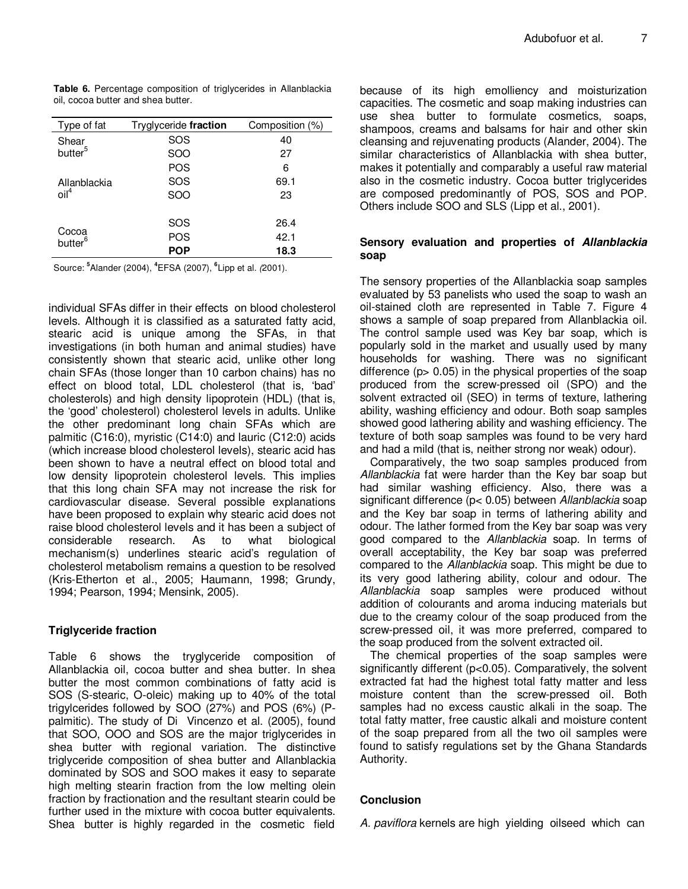**Table 6.** Percentage composition of triglycerides in Allanblackia oil, cocoa butter and shea butter.

| Type of fat | Tryglyceride **fraction** | Composition (%) |
|---|---|---|
| Shear butter[5] | SOS | 40 |
| | SOO | 27 |
| | POS | 6 |
| Allanblackia oil[4] | SOS | 69.1 |
| | SOO | 23 |
| Cocoa butter[6] | SOS | 26.4 |
| | POS | 42.1 |
| | **POP** | **18.3** |

Source: [5]Alander (2004), [4]EFSA (2007), [6]Lipp et al. (2001).

individual SFAs differ in their effects on blood cholesterol levels. Although it is classified as a saturated fatty acid, stearic acid is unique among the SFAs, in that investigations (in both human and animal studies) have consistently shown that stearic acid, unlike other long chain SFAs (those longer than 10 carbon chains) has no effect on blood total, LDL cholesterol (that is, 'bad' cholesterols) and high density lipoprotein (HDL) (that is, the 'good' cholesterol) cholesterol levels in adults. Unlike the other predominant long chain SFAs which are palmitic (C16:0), myristic (C14:0) and lauric (C12:0) acids (which increase blood cholesterol levels), stearic acid has been shown to have a neutral effect on blood total and low density lipoprotein cholesterol levels. This implies that this long chain SFA may not increase the risk for cardiovascular disease. Several possible explanations have been proposed to explain why stearic acid does not raise blood cholesterol levels and it has been a subject of considerable research. As to what biological mechanism(s) underlines stearic acid's regulation of cholesterol metabolism remains a question to be resolved (Kris-Etherton et al., 2005; Haumann, 1998; Grundy, 1994; Pearson, 1994; Mensink, 2005).

## Triglyceride fraction

Table 6 shows the tryglyceride composition of Allanblackia oil, cocoa butter and shea butter. In shea butter the most common combinations of fatty acid is SOS (S-stearic, O-oleic) making up to 40% of the total trigylcerides followed by SOO (27%) and POS (6%) (P-palmitic). The study of Di Vincenzo et al. (2005), found that SOO, OOO and SOS are the major triglycerides in shea butter with regional variation. The distinctive triglyceride composition of shea butter and Allanblackia dominated by SOS and SOO makes it easy to separate high melting stearin fraction from the low melting olein fraction by fractionation and the resultant stearin could be further used in the mixture with cocoa butter equivalents. Shea butter is highly regarded in the cosmetic field because of its high emolliency and moisturization capacities. The cosmetic and soap making industries can use shea butter to formulate cosmetics, soaps, shampoos, creams and balsams for hair and other skin cleansing and rejuvenating products (Alander, 2004). The similar characteristics of Allanblackia with shea butter, makes it potentially and comparably a useful raw material also in the cosmetic industry. Cocoa butter triglycerides are composed predominantly of POS, SOS and POP. Others include SOO and SLS (Lipp et al., 2001).

## Sensory evaluation and properties of *Allanblackia* soap

The sensory properties of the Allanblackia soap samples evaluated by 53 panelists who used the soap to wash an oil-stained cloth are represented in Table 7. Figure 4 shows a sample of soap prepared from Allanblackia oil. The control sample used was Key bar soap, which is popularly sold in the market and usually used by many households for washing. There was no significant difference ($p > 0.05$) in the physical properties of the soap produced from the screw-pressed oil (SPO) and the solvent extracted oil (SEO) in terms of texture, lathering ability, washing efficiency and odour. Both soap samples showed good lathering ability and washing efficiency. The texture of both soap samples was found to be very hard and had a mild (that is, neither strong nor weak) odour).

Comparatively, the two soap samples produced from *Allanblackia* fat were harder than the Key bar soap but had similar washing efficiency. Also, there was a significant difference ($p < 0.05$) between *Allanblackia* soap and the Key bar soap in terms of lathering ability and odour. The lather formed from the Key bar soap was very good compared to the *Allanblackia* soap. In terms of overall acceptability, the Key bar soap was preferred compared to the *Allanblackia* soap. This might be due to its very good lathering ability, colour and odour. The *Allanblackia* soap samples were produced without addition of colourants and aroma inducing materials but due to the creamy colour of the soap produced from the screw-pressed oil, it was more preferred, compared to the soap produced from the solvent extracted oil.

The chemical properties of the soap samples were significantly different ($p < 0.05$). Comparatively, the solvent extracted fat had the highest total fatty matter and less moisture content than the screw-pressed oil. Both samples had no excess caustic alkali in the soap. The total fatty matter, free caustic alkali and moisture content of the soap prepared from all the two oil samples were found to satisfy regulations set by the Ghana Standards Authority.

## Conclusion

*A. paviflora* kernels are high yielding oilseed which can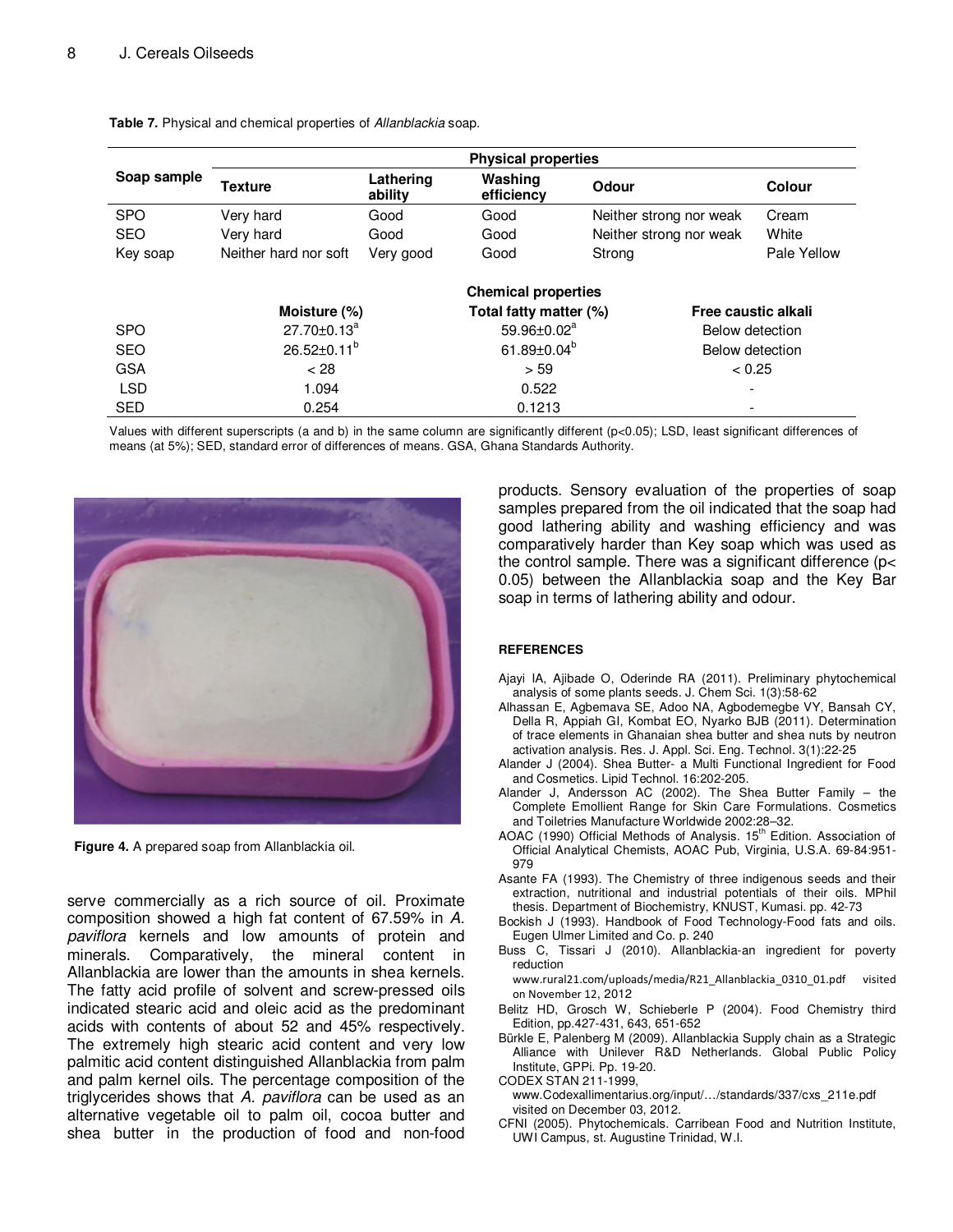**Table 7.** Physical and chemical properties of *Allanblackia* soap.

| Soap sample | Physical properties | | | | |
|---|---|---|---|---|---|
| | Texture | Lathering ability | Washing efficiency | Odour | Colour |
| SPO | Very hard | Good | Good | Neither strong nor weak | Cream |
| SEO | Very hard | Good | Good | Neither strong nor weak | White |
| Key soap | Neither hard nor soft | Very good | Good | Strong | Pale Yellow |

| | Chemical properties | | |
|---|---|---|---|
| | Moisture (%) | Total fatty matter (%) | Free caustic alkali |
| SPO | 27.70±0.13[a] | 59.96±0.02[a] | Below detection |
| SEO | 26.52±0.11[b] | 61.89±0.04[b] | Below detection |
| GSA | < 28 | > 59 | < 0.25 |
| LSD | 1.094 | 0.522 | - |
| SED | 0.254 | 0.1213 | - |

Values with different superscripts (a and b) in the same column are significantly different ($p<0.05$); LSD, least significant differences of means (at 5%); SED, standard error of differences of means. GSA, Ghana Standards Authority.

**Figure 4.** A prepared soap from Allanblackia oil.

serve commercially as a rich source of oil. Proximate composition showed a high fat content of 67.59% in *A. paviflora* kernels and low amounts of protein and minerals. Comparatively, the mineral content in Allanblackia are lower than the amounts in shea kernels. The fatty acid profile of solvent and screw-pressed oils indicated stearic acid and oleic acid as the predominant acids with contents of about 52 and 45% respectively. The extremely high stearic acid content and very low palmitic acid content distinguished Allanblackia from palm and palm kernel oils. The percentage composition of the triglycerides shows that *A. paviflora* can be used as an alternative vegetable oil to palm oil, cocoa butter and shea butter in the production of food and non-food products. Sensory evaluation of the properties of soap samples prepared from the oil indicated that the soap had good lathering ability and washing efficiency and was comparatively harder than Key soap which was used as the control sample. There was a significant difference ($p< 0.05$) between the Allanblackia soap and the Key Bar soap in terms of lathering ability and odour.

## REFERENCES

Ajayi IA, Ajibade O, Oderinde RA (2011). Preliminary phytochemical analysis of some plants seeds. J. Chem Sci. 1(3):58-62

Alhassan E, Agbemava SE, Adoo NA, Agbodemegbe VY, Bansah CY, Della R, Appiah GI, Kombat EO, Nyarko BJB (2011). Determination of trace elements in Ghanaian shea butter and shea nuts by neutron activation analysis. Res. J. Appl. Sci. Eng. Technol. 3(1):22-25

Alander J (2004). Shea Butter- a Multi Functional Ingredient for Food and Cosmetics. Lipid Technol. 16:202-205.

Alander J, Andersson AC (2002). The Shea Butter Family – the Complete Emollient Range for Skin Care Formulations. Cosmetics and Toiletries Manufacture Worldwide 2002:28–32.

AOAC (1990) Official Methods of Analysis. 15th Edition. Association of Official Analytical Chemists, AOAC Pub, Virginia, U.S.A. 69-84:951-979

Asante FA (1993). The Chemistry of three indigenous seeds and their extraction, nutritional and industrial potentials of their oils. MPhil thesis. Department of Biochemistry, KNUST, Kumasi. pp. 42-73

Bockish J (1993). Handbook of Food Technology-Food fats and oils. Eugen Ulmer Limited and Co. p. 240

Buss C, Tissari J (2010). Allanblackia-an ingredient for poverty reduction www.rural21.com/uploads/media/R21_Allanblackia_0310_01.pdf visited on November 12, 2012

Belitz HD, Grosch W, Schieberle P (2004). Food Chemistry third Edition, pp.427-431, 643, 651-652

Bürkle E, Palenberg M (2009). Allanblackia Supply chain as a Strategic Alliance with Unilever R&D Netherlands. Global Public Policy Institute, GPPi. Pp. 19-20.

CODEX STAN 211-1999, www.Codexallimentarius.org/input/…/standards/337/cxs_211e.pdf visited on December 03, 2012.

CFNI (2005). Phytochemicals. Carribean Food and Nutrition Institute, UWI Campus, st. Augustine Trinidad, W.I.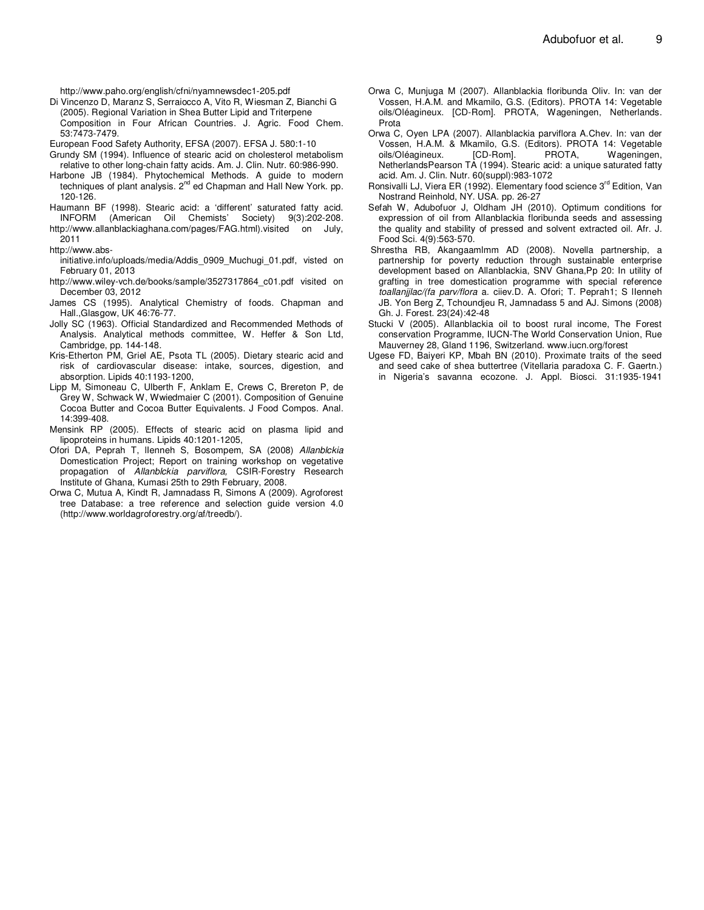http://www.paho.org/english/cfni/nyamnewsdec1-205.pdf

Di Vincenzo D, Maranz S, Serraiocco A, Vito R, Wiesman Z, Bianchi G (2005). Regional Variation in Shea Butter Lipid and Triterpene Composition in Four African Countries. J. Agric. Food Chem. 53:7473-7479.

European Food Safety Authority, EFSA (2007). EFSA J. 580:1-10

Grundy SM (1994). Influence of stearic acid on cholesterol metabolism relative to other long-chain fatty acids. Am. J. Clin. Nutr. 60:986-990.

Harbone JB (1984). Phytochemical Methods. A guide to modern techniques of plant analysis. 2nd ed Chapman and Hall New York. pp. 120-126.

Haumann BF (1998). Stearic acid: a 'different' saturated fatty acid. INFORM (American Oil Chemists' Society) 9(3):202-208.

http://www.allanblackiaghana.com/pages/FAG.html).visited on July, 2011

http://www.abs-initiative.info/uploads/media/Addis_0909_Muchugi_01.pdf, visted on February 01, 2013

http://www.wiley-vch.de/books/sample/3527317864_c01.pdf visited on December 03, 2012

James CS (1995). Analytical Chemistry of foods. Chapman and Hall.,Glasgow, UK 46:76-77.

Jolly SC (1963). Official Standardized and Recommended Methods of Analysis. Analytical methods committee, W. Heffer & Son Ltd, Cambridge, pp. 144-148.

Kris-Etherton PM, Griel AE, Psota TL (2005). Dietary stearic acid and risk of cardiovascular disease: intake, sources, digestion, and absorption. Lipids 40:1193-1200,

Lipp M, Simoneau C, Ulberth F, Anklam E, Crews C, Brereton P, de Grey W, Schwack W, Wwiedmaier C (2001). Composition of Genuine Cocoa Butter and Cocoa Butter Equivalents. J Food Compos. Anal. 14:399-408.

Mensink RP (2005). Effects of stearic acid on plasma lipid and lipoproteins in humans. Lipids 40:1201-1205,

Ofori DA, Peprah T, Ilenneh S, Bosompem, SA (2008) *Allanblckia* Domestication Project; Report on training workshop on vegetative propagation of *Allanblckia parviflora,* CSIR-Forestry Research Institute of Ghana, Kumasi 25th to 29th February, 2008.

Orwa C, Mutua A, Kindt R, Jamnadass R, Simons A (2009). Agroforest tree Database: a tree reference and selection guide version 4.0 (http://www.worldagroforestry.org/af/treedb/).

Orwa C, Munjuga M (2007). Allanblackia floribunda Oliv. In: van der Vossen, H.A.M. and Mkamilo, G.S. (Editors). PROTA 14: Vegetable oils/Oléagineux. [CD-Rom]. PROTA, Wageningen, Netherlands. Prota

Orwa C, Oyen LPA (2007). Allanblackia parviflora A.Chev. In: van der Vossen, H.A.M. & Mkamilo, G.S. (Editors). PROTA 14: Vegetable oils/Oléagineux. [CD-Rom]. PROTA, Wageningen, NetherlandsPearson TA (1994). Stearic acid: a unique saturated fatty acid. Am. J. Clin. Nutr. 60(suppl):983-1072

Ronsivalli LJ, Viera ER (1992). Elementary food science 3rd Edition, Van Nostrand Reinhold, NY. USA. pp. 26-27

Sefah W, Adubofuor J, Oldham JH (2010). Optimum conditions for expression of oil from Allanblackia floribunda seeds and assessing the quality and stability of pressed and solvent extracted oil. Afr. J. Food Sci. 4(9):563-570.

Shrestha RB, AkangaamImm AD (2008). Novella partnership, a partnership for poverty reduction through sustainable enterprise development based on Allanblackia, SNV Ghana,Pp 20: In utility of grafting in tree domestication programme with special reference *toallanjjlac/(fa parv/flora* a. ciiev.D. A. Ofori; T. Peprah1; S Ilenneh JB. Yon Berg Z, Tchoundjeu R, Jamnadass 5 and AJ. Simons (2008) Gh. J. Forest. 23(24):42-48

Stucki V (2005). Allanblackia oil to boost rural income, The Forest conservation Programme, IUCN-The World Conservation Union, Rue Mauverney 28, Gland 1196, Switzerland. www.iucn.org/forest

Ugese FD, Baiyeri KP, Mbah BN (2010). Proximate traits of the seed and seed cake of shea buttertree (Vitellaria paradoxa C. F. Gaertn.) in Nigeria's savanna ecozone. J. Appl. Biosci. 31:1935-1941